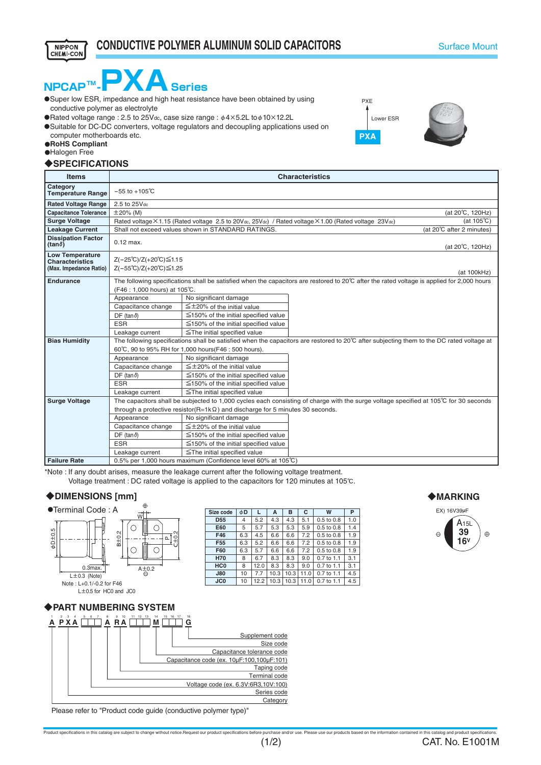NIPPON CHEMI-CON

# CONDUCTIVE POLYMER ALUMINUM SOLID CAPACITORS

Surface Mount

## NPCAP™-PXA Series

- Super low ESR, impedance and high heat resistance have been obtained by using conductive polymer as electrolyte
- Rated voltage range : 2.5 to 25Vdc, case size range : ϕ4×5.2L to ϕ10×12.2L
- Suitable for DC-DC converters, voltage regulators and decoupling applications used on computer motherboards etc.
- **RoHS Compliant**
- Halogen Free

PXE → Lower ESR → PXA

### ◆SPECIFICATIONS

| Items | Characteristics |
|---|---|
| Category Temperature Range | −55 to +105℃ |
| Rated Voltage Range | 2.5 to 25Vdc |
| Capacitance Tolerance | ±20% (M) (at 20℃, 120Hz) |
| Surge Voltage | Rated voltage×1.15 (Rated voltage 2.5 to 20Vdc, 25Vdc) / Rated voltage×1.00 (Rated voltage 23Vdc) (at 105℃) |
| Leakage Current | Shall not exceed values shown in STANDARD RATINGS. (at 20℃ after 2 minutes) |
| Dissipation Factor (tanδ) | 0.12 max. (at 20℃, 120Hz) |
| Low Temperature Characteristics (Max. Impedance Ratio) | Z(−25℃)/Z(+20℃)≦1.15<br>Z(−55℃)/Z(+20℃)≦1.25 (at 100kHz) |
| Endurance | The following specifications shall be satisfied when the capacitors are restored to 20℃ after the rated voltage is applied for 2,000 hours (F46 : 1,000 hours) at 105℃.<br>Appearance: No significant damage<br>Capacitance change: ≦±20% of the initial value<br>DF (tanδ): ≦150% of the initial specified value<br>ESR: ≦150% of the initial specified value<br>Leakage current: ≦The initial specified value |
| Bias Humidity | The following specifications shall be satisfied when the capacitors are restored to 20℃ after subjecting them to the DC rated voltage at 60℃, 90 to 95% RH for 1,000 hours(F46 : 500 hours).<br>Appearance: No significant damage<br>Capacitance change: ≦±20% of the initial value<br>DF (tanδ): ≦150% of the initial specified value<br>ESR: ≦150% of the initial specified value<br>Leakage current: ≦The initial specified value |
| Surge Voltage | The capacitors shall be subjected to 1,000 cycles each consisting of charge with the surge voltage specified at 105℃ for 30 seconds through a protective resistor(R=1kΩ) and discharge for 5 minutes 30 seconds.<br>Appearance: No significant damage<br>Capacitance change: ≦±20% of the initial value<br>DF (tanδ): ≦150% of the initial specified value<br>ESR: ≦150% of the initial specified value<br>Leakage current: ≦The initial specified value |
| Failure Rate | 0.5% per 1,000 hours maximum (Confidence level 60% at 105℃) |

*Note : If any doubt arises, measure the leakage current after the following voltage treatment.
Voltage treatment : DC rated voltage is applied to the capacitors for 120 minutes at 105℃.

### ◆DIMENSIONS [mm]

●Terminal Code : A

ϕD±0.5, L±0.3 (Note), 0.3max., B±0.2, W, P, C±0.2, A±0.2

Note : L+0.1/-0.2 for F46
L±0.5 for HC0 and JC0

| Size code | ϕD | L | A | B | C | W | P |
|---|---|---|---|---|---|---|---|
| D55 | 4 | 5.2 | 4.3 | 4.3 | 5.1 | 0.5 to 0.8 | 1.0 |
| E60 | 5 | 5.7 | 5.3 | 5.3 | 5.9 | 0.5 to 0.8 | 1.4 |
| F46 | 6.3 | 4.5 | 6.6 | 6.6 | 7.2 | 0.5 to 0.8 | 1.9 |
| F55 | 6.3 | 5.2 | 6.6 | 6.6 | 7.2 | 0.5 to 0.8 | 1.9 |
| F60 | 6.3 | 5.7 | 6.6 | 6.6 | 7.2 | 0.5 to 0.8 | 1.9 |
| H70 | 8 | 6.7 | 8.3 | 8.3 | 9.0 | 0.7 to 1.1 | 3.1 |
| HC0 | 8 | 12.0 | 8.3 | 8.3 | 9.0 | 0.7 to 1.1 | 3.1 |
| J80 | 10 | 7.7 | 10.3 | 10.3 | 11.0 | 0.7 to 1.1 | 4.5 |
| JC0 | 10 | 12.2 | 10.3 | 10.3 | 11.0 | 0.7 to 1.1 | 4.5 |

### ◆MARKING

EX) 16V39μF

A15L
39
16V

### ◆PART NUMBERING SYSTEM

A PXA □□□ A RA □□□ M □□□ G

- 1: Category
- 2–4: Series code
- 5–7: Voltage code (ex. 6.3V:6R3,10V:100)
- 8: Terminal code
- 9–10: Taping code
- 11–13: Capacitance code (ex. 10μF:100,100μF:101)
- 14: Capacitance tolerance code
- 15–17: Size code
- 18: Supplement code

Please refer to "Product code guide (conductive polymer type)"

Product specifications in this catalog are subject to change without notice.Request our product specifications before purchase and/or use. Please use our products based on the information contained in this catalog and product specifications.

CAT. No. E1001M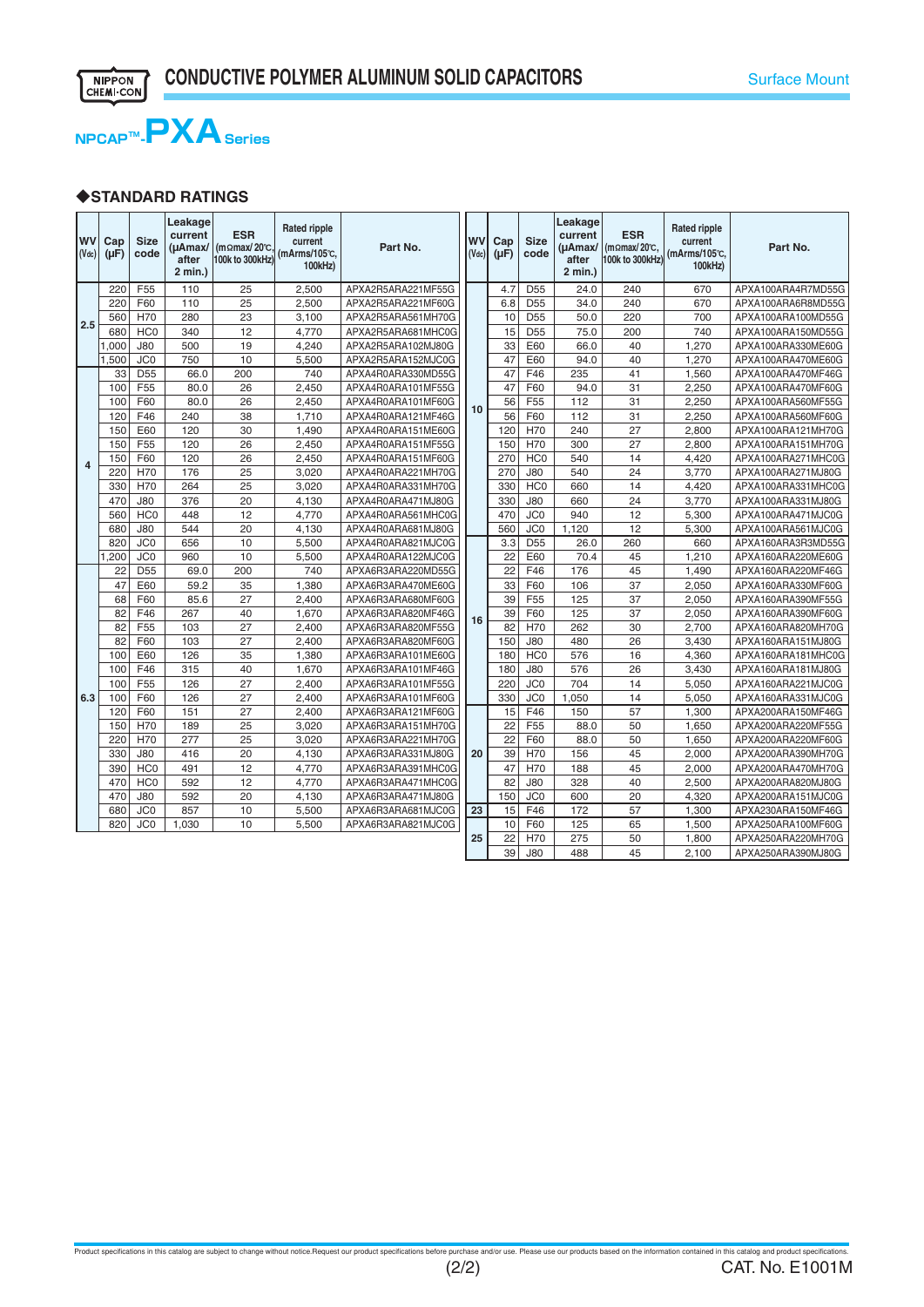# CONDUCTIVE POLYMER ALUMINUM SOLID CAPACITORS

Surface Mount

## NPCAP™-PXA Series

### ◆STANDARD RATINGS

| WV (Vdc) | Cap (μF) | Size code | Leakage current (μAmax/ after 2 min.) | ESR (mΩmax/ 20℃, 100k to 300kHz) | Rated ripple current (mArms/105℃, 100kHz) | Part No. |
|---|---|---|---|---|---|---|
| 2.5 | 220 | F55 | 110 | 25 | 2,500 | APXA2R5ARA221MF55G |
| | 220 | F60 | 110 | 25 | 2,500 | APXA2R5ARA221MF60G |
| | 560 | H70 | 280 | 23 | 3,100 | APXA2R5ARA561MH70G |
| | 680 | HC0 | 340 | 12 | 4,770 | APXA2R5ARA681MHC0G |
| | 1,000 | J80 | 500 | 19 | 4,240 | APXA2R5ARA102MJ80G |
| | 1,500 | JC0 | 750 | 10 | 5,500 | APXA2R5ARA152MJC0G |
| 4 | 33 | D55 | 66.0 | 200 | 740 | APXA4R0ARA330MD55G |
| | 100 | F55 | 80.0 | 26 | 2,450 | APXA4R0ARA101MF55G |
| | 100 | F60 | 80.0 | 26 | 2,450 | APXA4R0ARA101MF60G |
| | 120 | F46 | 240 | 38 | 1,710 | APXA4R0ARA121MF46G |
| | 150 | E60 | 120 | 30 | 1,490 | APXA4R0ARA151ME60G |
| | 150 | F55 | 120 | 26 | 2,450 | APXA4R0ARA151MF55G |
| | 150 | F60 | 120 | 26 | 2,450 | APXA4R0ARA151MF60G |
| | 220 | H70 | 176 | 25 | 3,020 | APXA4R0ARA221MH70G |
| | 330 | H70 | 264 | 25 | 3,020 | APXA4R0ARA331MH70G |
| | 470 | J80 | 376 | 20 | 4,130 | APXA4R0ARA471MJ80G |
| | 560 | HC0 | 448 | 12 | 4,770 | APXA4R0ARA561MHC0G |
| | 680 | J80 | 544 | 20 | 4,130 | APXA4R0ARA681MJ80G |
| | 820 | JC0 | 656 | 10 | 5,500 | APXA4R0ARA821MJC0G |
| | 1,200 | JC0 | 960 | 10 | 5,500 | APXA4R0ARA122MJC0G |
| 6.3 | 22 | D55 | 69.0 | 200 | 740 | APXA6R3ARA220MD55G |
| | 47 | E60 | 59.2 | 35 | 1,380 | APXA6R3ARA470ME60G |
| | 68 | F60 | 85.6 | 27 | 2,400 | APXA6R3ARA680MF60G |
| | 82 | F46 | 267 | 40 | 1,670 | APXA6R3ARA820MF46G |
| | 82 | F55 | 103 | 27 | 2,400 | APXA6R3ARA820MF55G |
| | 82 | F60 | 103 | 27 | 2,400 | APXA6R3ARA820MF60G |
| | 100 | E60 | 126 | 35 | 1,380 | APXA6R3ARA101ME60G |
| | 100 | F46 | 315 | 40 | 1,670 | APXA6R3ARA101MF46G |
| | 100 | F55 | 126 | 27 | 2,400 | APXA6R3ARA101MF55G |
| | 100 | F60 | 126 | 27 | 2,400 | APXA6R3ARA101MF60G |
| | 120 | F60 | 151 | 27 | 2,400 | APXA6R3ARA121MF60G |
| | 150 | H70 | 189 | 25 | 3,020 | APXA6R3ARA151MH70G |
| | 220 | H70 | 277 | 25 | 3,020 | APXA6R3ARA221MH70G |
| | 330 | J80 | 416 | 20 | 4,130 | APXA6R3ARA331MJ80G |
| | 390 | HC0 | 491 | 12 | 4,770 | APXA6R3ARA391MHC0G |
| | 470 | HC0 | 592 | 12 | 4,770 | APXA6R3ARA471MHC0G |
| | 470 | J80 | 592 | 20 | 4,130 | APXA6R3ARA471MJ80G |
| | 680 | JC0 | 857 | 10 | 5,500 | APXA6R3ARA681MJC0G |
| | 820 | JC0 | 1,030 | 10 | 5,500 | APXA6R3ARA821MJC0G |
| 10 | 4.7 | D55 | 24.0 | 240 | 670 | APXA100ARA4R7MD55G |
| | 6.8 | D55 | 34.0 | 240 | 670 | APXA100ARA6R8MD55G |
| | 10 | D55 | 50.0 | 220 | 700 | APXA100ARA100MD55G |
| | 15 | D55 | 75.0 | 200 | 740 | APXA100ARA150MD55G |
| | 33 | E60 | 66.0 | 40 | 1,270 | APXA100ARA330ME60G |
| | 47 | E60 | 94.0 | 40 | 1,270 | APXA100ARA470ME60G |
| | 47 | F46 | 235 | 41 | 1,560 | APXA100ARA470MF46G |
| | 47 | F60 | 94.0 | 31 | 2,250 | APXA100ARA470MF60G |
| | 56 | F55 | 112 | 31 | 2,250 | APXA100ARA560MF55G |
| | 56 | F60 | 112 | 31 | 2,250 | APXA100ARA560MF60G |
| | 120 | H70 | 240 | 27 | 2,800 | APXA100ARA121MH70G |
| | 150 | H70 | 300 | 27 | 2,800 | APXA100ARA151MH70G |
| | 270 | HC0 | 540 | 14 | 4,420 | APXA100ARA271MHC0G |
| | 270 | J80 | 540 | 24 | 3,770 | APXA100ARA271MJ80G |
| | 330 | HC0 | 660 | 14 | 4,420 | APXA100ARA331MHC0G |
| | 330 | J80 | 660 | 24 | 3,770 | APXA100ARA331MJ80G |
| | 470 | JC0 | 940 | 12 | 5,300 | APXA100ARA471MJC0G |
| | 560 | JC0 | 1,120 | 12 | 5,300 | APXA100ARA561MJC0G |
| 16 | 3.3 | D55 | 26.0 | 260 | 660 | APXA160ARA3R3MD55G |
| | 22 | E60 | 70.4 | 45 | 1,210 | APXA160ARA220ME60G |
| | 22 | F46 | 176 | 45 | 1,490 | APXA160ARA220MF46G |
| | 33 | F60 | 106 | 37 | 2,050 | APXA160ARA330MF60G |
| | 39 | F55 | 125 | 37 | 2,050 | APXA160ARA390MF55G |
| | 39 | F60 | 125 | 37 | 2,050 | APXA160ARA390MF60G |
| | 82 | H70 | 262 | 30 | 2,700 | APXA160ARA820MH70G |
| | 150 | J80 | 480 | 26 | 3,430 | APXA160ARA151MJ80G |
| | 180 | HC0 | 576 | 16 | 4,360 | APXA160ARA181MHC0G |
| | 180 | J80 | 576 | 26 | 3,430 | APXA160ARA181MJ80G |
| | 220 | JC0 | 704 | 14 | 5,050 | APXA160ARA221MJC0G |
| | 330 | JC0 | 1,050 | 14 | 5,050 | APXA160ARA331MJC0G |
| 20 | 15 | F46 | 150 | 57 | 1,300 | APXA200ARA150MF46G |
| | 22 | F55 | 88.0 | 50 | 1,650 | APXA200ARA220MF55G |
| | 22 | F60 | 88.0 | 50 | 1,650 | APXA200ARA220MF60G |
| | 39 | H70 | 156 | 45 | 2,000 | APXA200ARA390MH70G |
| | 47 | H70 | 188 | 45 | 2,000 | APXA200ARA470MH70G |
| | 82 | J80 | 328 | 40 | 2,500 | APXA200ARA820MJ80G |
| | 150 | JC0 | 600 | 20 | 4,320 | APXA200ARA151MJC0G |
| 23 | 15 | F46 | 172 | 57 | 1,300 | APXA230ARA150MF46G |
| 25 | 10 | F60 | 125 | 65 | 1,500 | APXA250ARA100MF60G |
| | 22 | H70 | 275 | 50 | 1,800 | APXA250ARA220MH70G |
| | 39 | J80 | 488 | 45 | 2,100 | APXA250ARA390MJ80G |

Product specifications in this catalog are subject to change without notice.Request our product specifications before purchase and/or use. Please use our products based on the information contained in this catalog and product specifications.

CAT. No. E1001M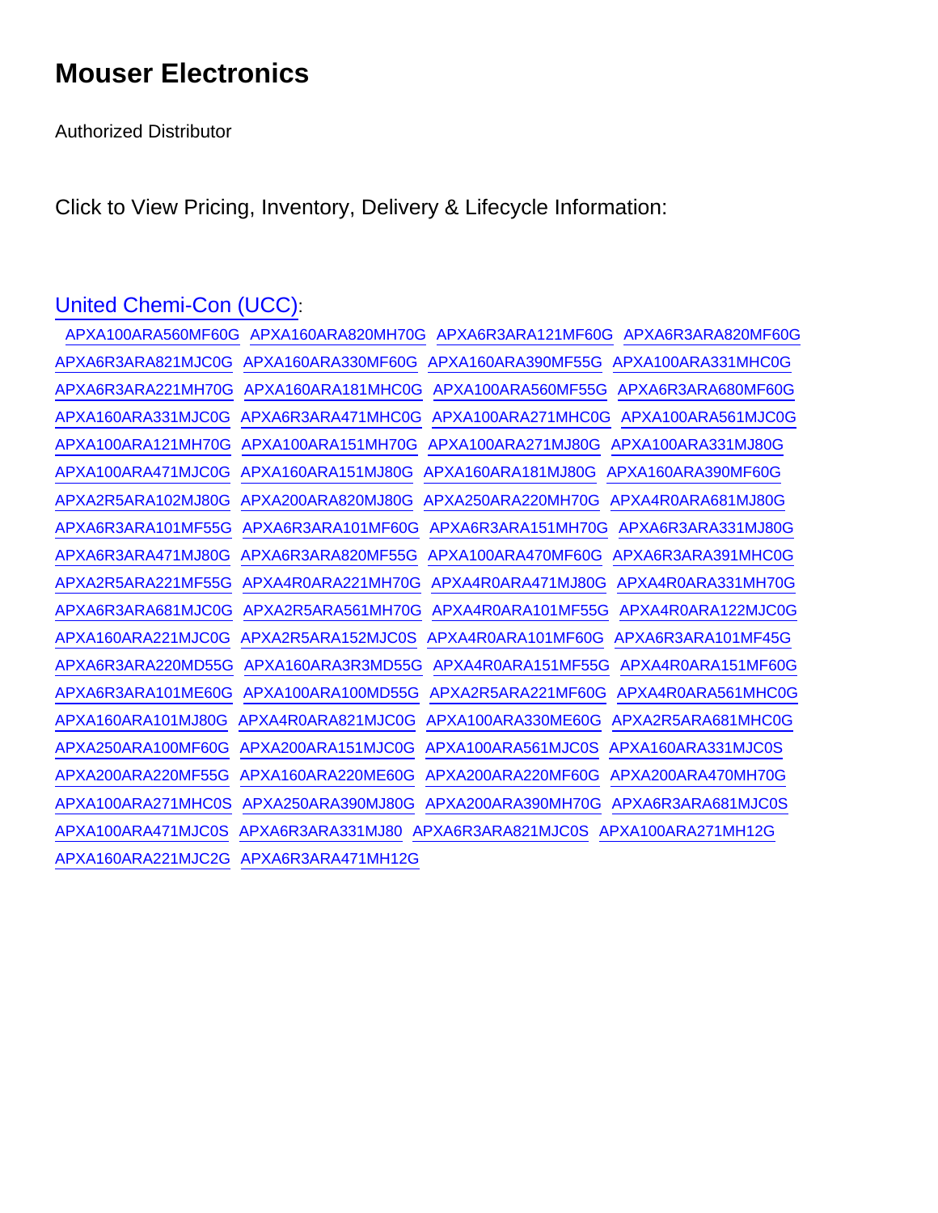# Mouser Electronics

Authorized Distributor

Click to View Pricing, Inventory, Delivery & Lifecycle Information:

United Chemi-Con (UCC):

APXA100ARA560MF60G APXA160ARA820MH70G APXA6R3ARA121MF60G APXA6R3ARA820MF60G APXA6R3ARA821MJC0G APXA160ARA330MF60G APXA160ARA390MF55G APXA100ARA331MHC0G APXA6R3ARA221MH70G APXA160ARA181MHC0G APXA100ARA560MF55G APXA6R3ARA680MF60G APXA160ARA331MJC0G APXA6R3ARA471MHC0G APXA100ARA271MHC0G APXA100ARA561MJC0G APXA100ARA121MH70G APXA100ARA151MH70G APXA100ARA271MJ80G APXA100ARA331MJ80G APXA100ARA471MJC0G APXA160ARA151MJ80G APXA160ARA181MJ80G APXA160ARA390MF60G APXA2R5ARA102MJ80G APXA200ARA820MJ80G APXA250ARA220MH70G APXA4R0ARA681MJ80G APXA6R3ARA101MF55G APXA6R3ARA101MF60G APXA6R3ARA151MH70G APXA6R3ARA331MJ80G APXA6R3ARA471MJ80G APXA6R3ARA820MF55G APXA100ARA470MF60G APXA6R3ARA391MHC0G APXA2R5ARA221MF55G APXA4R0ARA221MH70G APXA4R0ARA471MJ80G APXA4R0ARA331MH70G APXA6R3ARA681MJC0G APXA2R5ARA561MH70G APXA4R0ARA101MF55G APXA4R0ARA122MJC0G APXA160ARA221MJC0G APXA2R5ARA152MJC0S APXA4R0ARA101MF60G APXA6R3ARA101MF45G APXA6R3ARA220MD55G APXA160ARA3R3MD55G APXA4R0ARA151MF55G APXA4R0ARA151MF60G APXA6R3ARA101ME60G APXA100ARA100MD55G APXA2R5ARA221MF60G APXA4R0ARA561MHC0G APXA160ARA101MJ80G APXA4R0ARA821MJC0G APXA100ARA330ME60G APXA2R5ARA681MHC0G APXA250ARA100MF60G APXA200ARA151MJC0G APXA100ARA561MJC0S APXA160ARA331MJC0S APXA200ARA220MF55G APXA160ARA220ME60G APXA200ARA220MF60G APXA200ARA470MH70G APXA100ARA271MHC0S APXA250ARA390MJ80G APXA200ARA390MH70G APXA6R3ARA681MJC0S APXA100ARA471MJC0S APXA6R3ARA331MJ80 APXA6R3ARA821MJC0S APXA100ARA271MH12G APXA160ARA221MJC2G APXA6R3ARA471MH12G